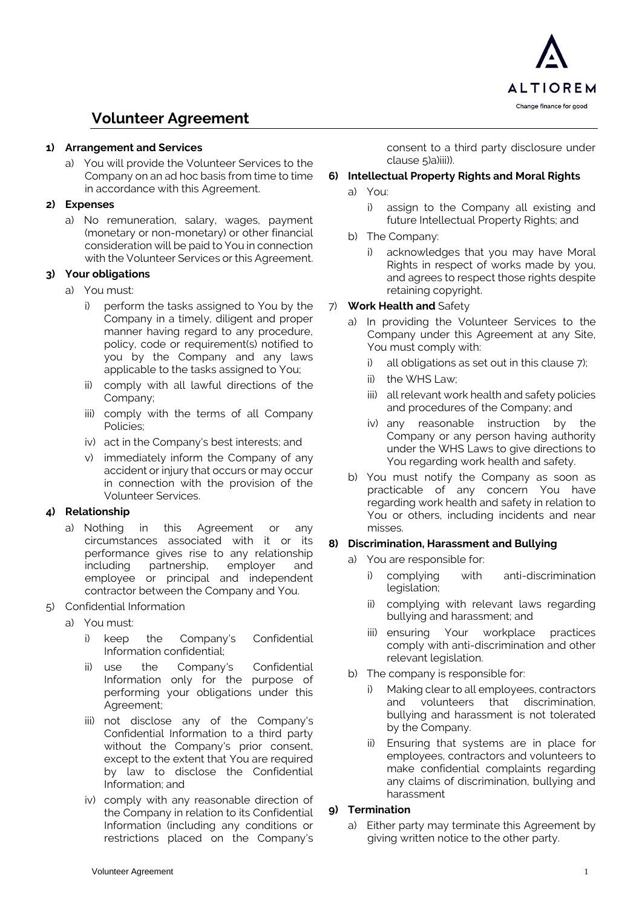# Volunteer Agreement

**1) Arrangement and Services**

a) You will provide the Volunteer Services to the Company on an ad hoc basis from time to time in accordance with this Agreement.

**2) Expenses**

a) No remuneration, salary, wages, payment (monetary or non-monetary) or other financial consideration will be paid to You in connection with the Volunteer Services or this Agreement.

**3) Your obligations**

a) You must:

i) perform the tasks assigned to You by the Company in a timely, diligent and proper manner having regard to any procedure, policy, code or requirement(s) notified to you by the Company and any laws applicable to the tasks assigned to You;

ii) comply with all lawful directions of the Company;

iii) comply with the terms of all Company Policies;

iv) act in the Company's best interests; and

v) immediately inform the Company of any accident or injury that occurs or may occur in connection with the provision of the Volunteer Services.

**4) Relationship**

a) Nothing in this Agreement or any circumstances associated with it or its performance gives rise to any relationship including partnership, employer and employee or principal and independent contractor between the Company and You.

5) Confidential Information

a) You must:

i) keep the Company's Confidential Information confidential;

ii) use the Company's Confidential Information only for the purpose of performing your obligations under this Agreement;

iii) not disclose any of the Company's Confidential Information to a third party without the Company's prior consent, except to the extent that You are required by law to disclose the Confidential Information; and

iv) comply with any reasonable direction of the Company in relation to its Confidential Information (including any conditions or restrictions placed on the Company's consent to a third party disclosure under clause 5)a)iii)).

**6) Intellectual Property Rights and Moral Rights**

a) You:

i) assign to the Company all existing and future Intellectual Property Rights; and

b) The Company:

i) acknowledges that you may have Moral Rights in respect of works made by you, and agrees to respect those rights despite retaining copyright.

7) **Work Health and** Safety

a) In providing the Volunteer Services to the Company under this Agreement at any Site, You must comply with:

i) all obligations as set out in this clause 7);

ii) the WHS Law;

iii) all relevant work health and safety policies and procedures of the Company; and

iv) any reasonable instruction by the Company or any person having authority under the WHS Laws to give directions to You regarding work health and safety.

b) You must notify the Company as soon as practicable of any concern You have regarding work health and safety in relation to You or others, including incidents and near misses.

**8) Discrimination, Harassment and Bullying**

a) You are responsible for:

i) complying with anti-discrimination legislation;

ii) complying with relevant laws regarding bullying and harassment; and

iii) ensuring Your workplace practices comply with anti-discrimination and other relevant legislation.

b) The company is responsible for:

i) Making clear to all employees, contractors and volunteers that discrimination, bullying and harassment is not tolerated by the Company.

ii) Ensuring that systems are in place for employees, contractors and volunteers to make confidential complaints regarding any claims of discrimination, bullying and harassment

**9) Termination**

a) Either party may terminate this Agreement by giving written notice to the other party.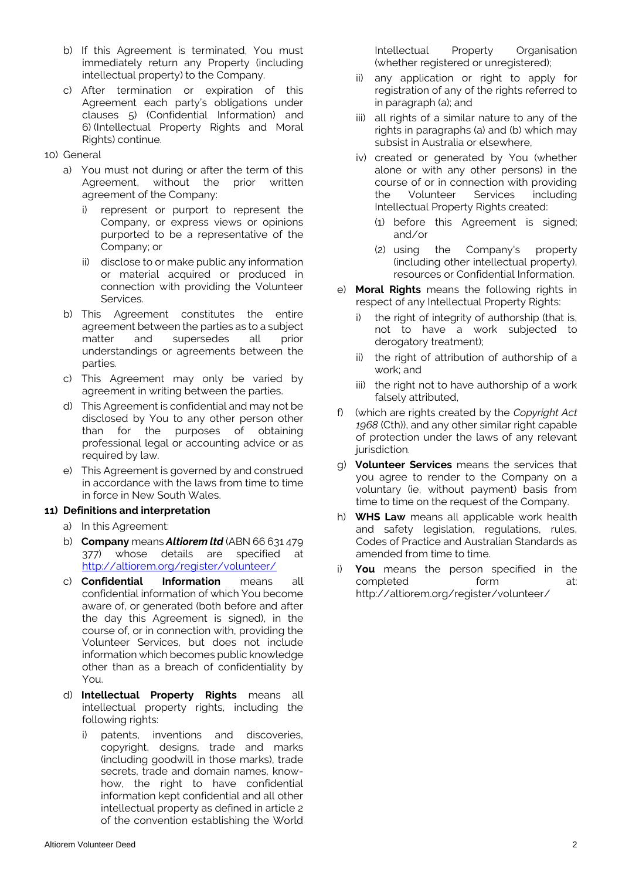b) If this Agreement is terminated, You must immediately return any Property (including intellectual property) to the Company.

c) After termination or expiration of this Agreement each party's obligations under clauses 5) (Confidential Information) and 6) (Intellectual Property Rights and Moral Rights) continue.

10) General

a) You must not during or after the term of this Agreement, without the prior written agreement of the Company:

   i) represent or purport to represent the Company, or express views or opinions purported to be a representative of the Company; or

   ii) disclose to or make public any information or material acquired or produced in connection with providing the Volunteer Services.

b) This Agreement constitutes the entire agreement between the parties as to a subject matter and supersedes all prior understandings or agreements between the parties.

c) This Agreement may only be varied by agreement in writing between the parties.

d) This Agreement is confidential and may not be disclosed by You to any other person other than for the purposes of obtaining professional legal or accounting advice or as required by law.

e) This Agreement is governed by and construed in accordance with the laws from time to time in force in New South Wales.

**11) Definitions and interpretation**

a) In this Agreement:

b) **Company** means ***Altiorem ltd*** (ABN 66 631 479 377) whose details are specified at http://altiorem.org/register/volunteer/

c) **Confidential Information** means all confidential information of which You become aware of, or generated (both before and after the day this Agreement is signed), in the course of, or in connection with, providing the Volunteer Services, but does not include information which becomes public knowledge other than as a breach of confidentiality by You.

d) **Intellectual Property Rights** means all intellectual property rights, including the following rights:

   i) patents, inventions and discoveries, copyright, designs, trade and marks (including goodwill in those marks), trade secrets, trade and domain names, know-how, the right to have confidential information kept confidential and all other intellectual property as defined in article 2 of the convention establishing the World Intellectual Property Organisation (whether registered or unregistered);

   ii) any application or right to apply for registration of any of the rights referred to in paragraph (a); and

   iii) all rights of a similar nature to any of the rights in paragraphs (a) and (b) which may subsist in Australia or elsewhere,

   iv) created or generated by You (whether alone or with any other persons) in the course of or in connection with providing the Volunteer Services including Intellectual Property Rights created:

      (1) before this Agreement is signed; and/or

      (2) using the Company's property (including other intellectual property), resources or Confidential Information.

e) **Moral Rights** means the following rights in respect of any Intellectual Property Rights:

   i) the right of integrity of authorship (that is, not to have a work subjected to derogatory treatment);

   ii) the right of attribution of authorship of a work; and

   iii) the right not to have authorship of a work falsely attributed,

f) (which are rights created by the *Copyright Act 1968* (Cth)), and any other similar right capable of protection under the laws of any relevant jurisdiction.

g) **Volunteer Services** means the services that you agree to render to the Company on a voluntary (ie, without payment) basis from time to time on the request of the Company.

h) **WHS Law** means all applicable work health and safety legislation, regulations, rules, Codes of Practice and Australian Standards as amended from time to time.

i) **You** means the person specified in the completed form at: http://altiorem.org/register/volunteer/